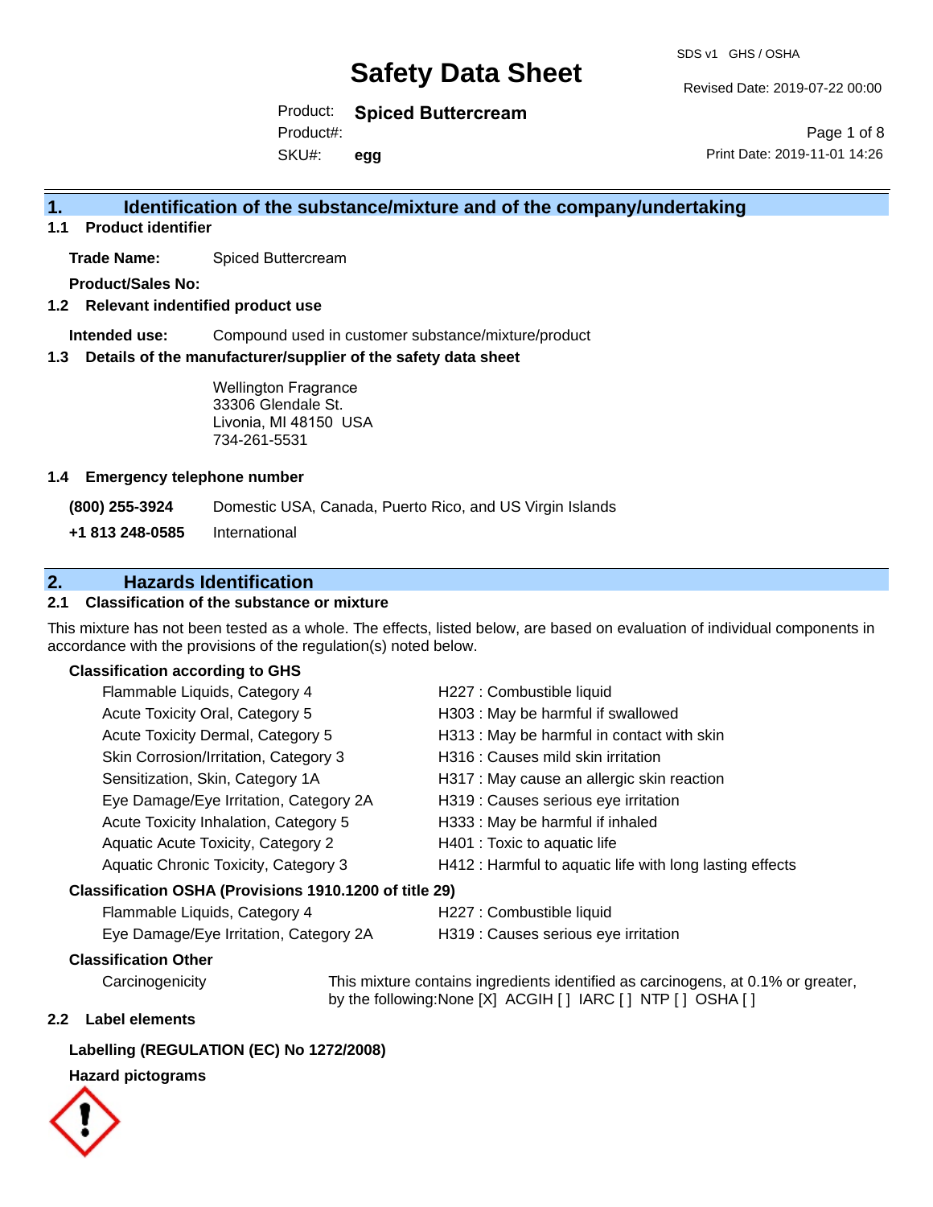# Safety Data Sheet

SDS v1 GHS / OSHA

Revised Date: 2019-07-22 00:00

Product: **Spiced Buttercream**

Product#:

SKU#: **egg**

Print Date: 2019-11-01 14:26

## 1. Identification of the substance/mixture and of the company/undertaking

### 1.1 Product identifier

**Trade Name:** Spiced Buttercream

**Product/Sales No:**

### 1.2 Relevant identified product use

**Intended use:** Compound used in customer substance/mixture/product

### 1.3 Details of the manufacturer/supplier of the safety data sheet

Wellington Fragrance
33306 Glendale St.
Livonia, MI 48150 USA
734-261-5531

### 1.4 Emergency telephone number

**(800) 255-3924** Domestic USA, Canada, Puerto Rico, and US Virgin Islands

**+1 813 248-0585** International

## 2. Hazards Identification

### 2.1 Classification of the substance or mixture

This mixture has not been tested as a whole. The effects, listed below, are based on evaluation of individual components in accordance with the provisions of the regulation(s) noted below.

**Classification according to GHS**

| Classification | Hazard Statement |
|---|---|
| Flammable Liquids, Category 4 | H227 : Combustible liquid |
| Acute Toxicity Oral, Category 5 | H303 : May be harmful if swallowed |
| Acute Toxicity Dermal, Category 5 | H313 : May be harmful in contact with skin |
| Skin Corrosion/Irritation, Category 3 | H316 : Causes mild skin irritation |
| Sensitization, Skin, Category 1A | H317 : May cause an allergic skin reaction |
| Eye Damage/Eye Irritation, Category 2A | H319 : Causes serious eye irritation |
| Acute Toxicity Inhalation, Category 5 | H333 : May be harmful if inhaled |
| Aquatic Acute Toxicity, Category 2 | H401 : Toxic to aquatic life |
| Aquatic Chronic Toxicity, Category 3 | H412 : Harmful to aquatic life with long lasting effects |

**Classification OSHA (Provisions 1910.1200 of title 29)**

| Classification | Hazard Statement |
|---|---|
| Flammable Liquids, Category 4 | H227 : Combustible liquid |
| Eye Damage/Eye Irritation, Category 2A | H319 : Causes serious eye irritation |

**Classification Other**

Carcinogenicity: This mixture contains ingredients identified as carcinogens, at 0.1% or greater, by the following:None [X] ACGIH [ ] IARC [ ] NTP [ ] OSHA [ ]

### 2.2 Label elements

**Labelling (REGULATION (EC) No 1272/2008)**

**Hazard pictograms**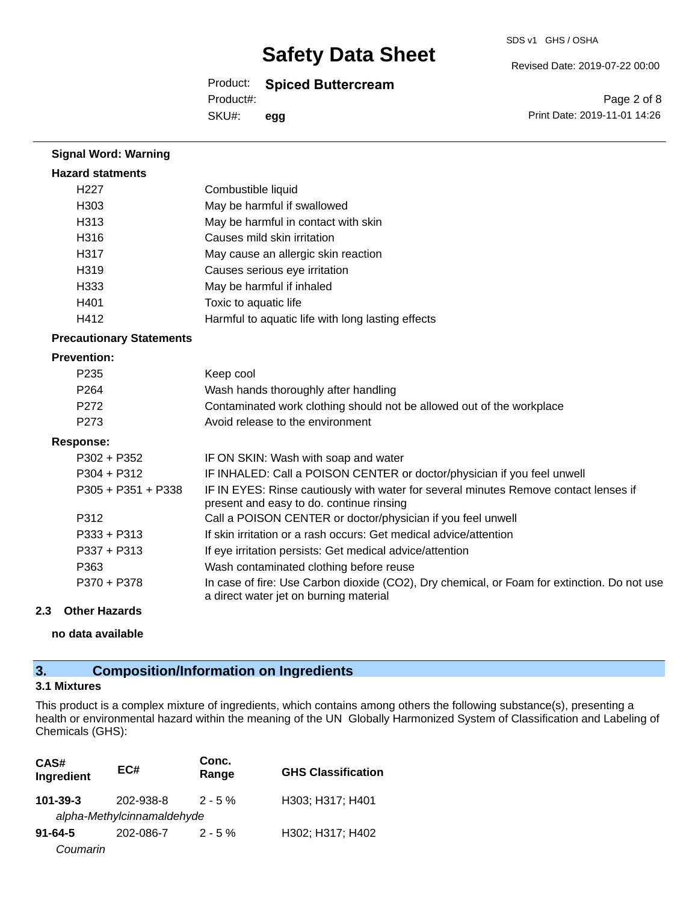**Signal Word: Warning**

**Hazard statments**

| | |
|---|---|
| H227 | Combustible liquid |
| H303 | May be harmful if swallowed |
| H313 | May be harmful in contact with skin |
| H316 | Causes mild skin irritation |
| H317 | May cause an allergic skin reaction |
| H319 | Causes serious eye irritation |
| H333 | May be harmful if inhaled |
| H401 | Toxic to aquatic life |
| H412 | Harmful to aquatic life with long lasting effects |

**Precautionary Statements**

**Prevention:**

| | |
|---|---|
| P235 | Keep cool |
| P264 | Wash hands thoroughly after handling |
| P272 | Contaminated work clothing should not be allowed out of the workplace |
| P273 | Avoid release to the environment |

**Response:**

| | |
|---|---|
| P302 + P352 | IF ON SKIN: Wash with soap and water |
| P304 + P312 | IF INHALED: Call a POISON CENTER or doctor/physician if you feel unwell |
| P305 + P351 + P338 | IF IN EYES: Rinse cautiously with water for several minutes Remove contact lenses if present and easy to do. continue rinsing |
| P312 | Call a POISON CENTER or doctor/physician if you feel unwell |
| P333 + P313 | If skin irritation or a rash occurs: Get medical advice/attention |
| P337 + P313 | If eye irritation persists: Get medical advice/attention |
| P363 | Wash contaminated clothing before reuse |
| P370 + P378 | In case of fire: Use Carbon dioxide ($CO_2$), Dry chemical, or Foam for extinction. Do not use a direct water jet on burning material |

### 2.3 Other Hazards

**no data available**

## 3. Composition/Information on Ingredients

### 3.1 Mixtures

This product is a complex mixture of ingredients, which contains among others the following substance(s), presenting a health or environmental hazard within the meaning of the UN Globally Harmonized System of Classification and Labeling of Chemicals (GHS):

| CAS# Ingredient | EC# | Conc. Range | GHS Classification |
|---|---|---|---|
| **101-39-3** | 202-938-8 | 2 - 5 % | H303; H317; H401 |
| *alpha-Methylcinnamaldehyde* | | | |
| **91-64-5** | 202-086-7 | 2 - 5 % | H302; H317; H402 |
| *Coumarin* | | | |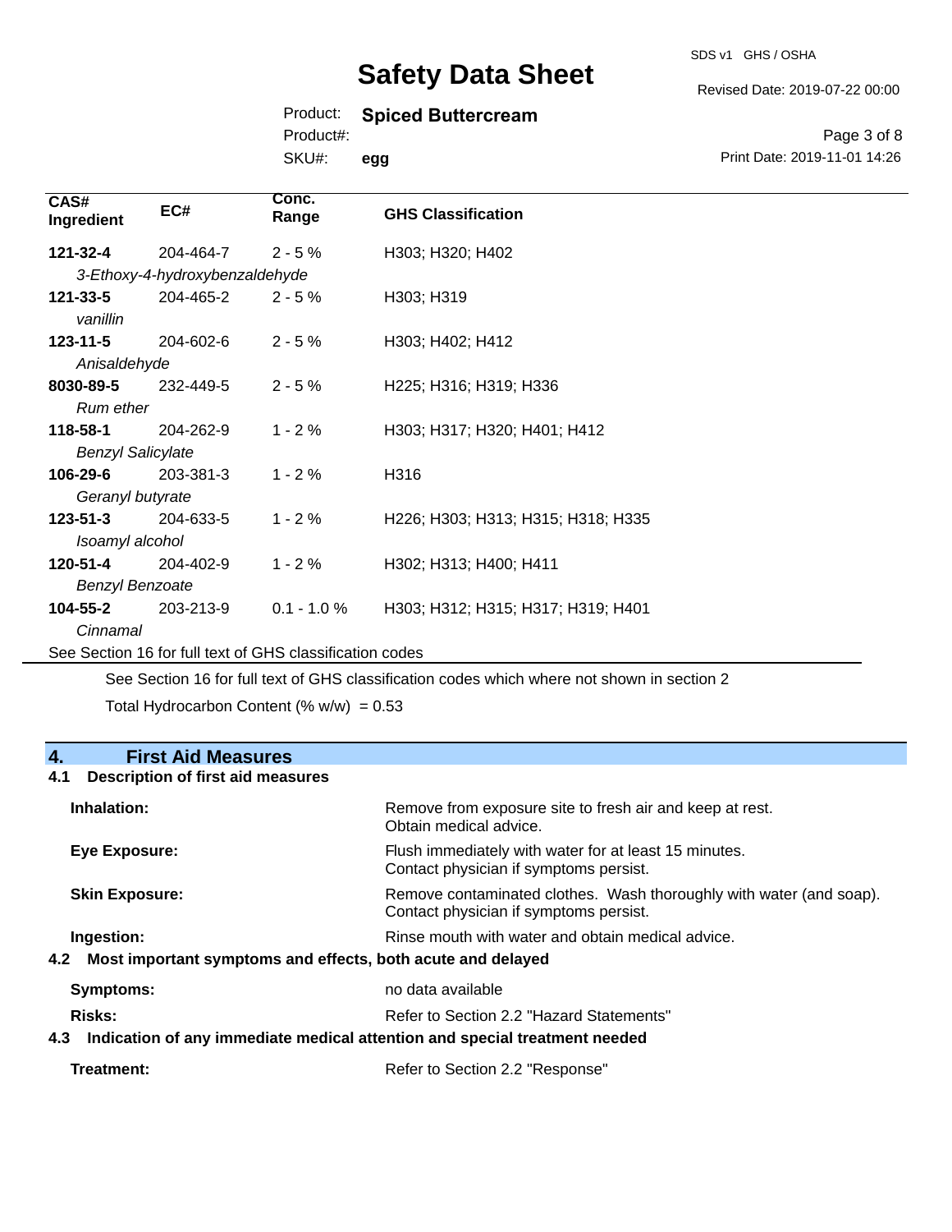| CAS# Ingredient | EC# | Conc. Range | GHS Classification |
|---|---|---|---|
| **121-32-4** | 204-464-7 | 2 - 5 % | H303; H320; H402 |
| *3-Ethoxy-4-hydroxybenzaldehyde* | | | |
| **121-33-5** | 204-465-2 | 2 - 5 % | H303; H319 |
| *vanillin* | | | |
| **123-11-5** | 204-602-6 | 2 - 5 % | H303; H402; H412 |
| *Anisaldehyde* | | | |
| **8030-89-5** | 232-449-5 | 2 - 5 % | H225; H316; H319; H336 |
| *Rum ether* | | | |
| **118-58-1** | 204-262-9 | 1 - 2 % | H303; H317; H320; H401; H412 |
| *Benzyl Salicylate* | | | |
| **106-29-6** | 203-381-3 | 1 - 2 % | H316 |
| *Geranyl butyrate* | | | |
| **123-51-3** | 204-633-5 | 1 - 2 % | H226; H303; H313; H315; H318; H335 |
| *Isoamyl alcohol* | | | |
| **120-51-4** | 204-402-9 | 1 - 2 % | H302; H313; H400; H411 |
| *Benzyl Benzoate* | | | |
| **104-55-2** | 203-213-9 | 0.1 - 1.0 % | H303; H312; H315; H317; H319; H401 |
| *Cinnamal* | | | |

See Section 16 for full text of GHS classification codes

See Section 16 for full text of GHS classification codes which where not shown in section 2

Total Hydrocarbon Content (% w/w) = 0.53

## 4. First Aid Measures

### 4.1 Description of first aid measures

**Inhalation:** Remove from exposure site to fresh air and keep at rest. Obtain medical advice.

**Eye Exposure:** Flush immediately with water for at least 15 minutes. Contact physician if symptoms persist.

**Skin Exposure:** Remove contaminated clothes. Wash thoroughly with water (and soap). Contact physician if symptoms persist.

**Ingestion:** Rinse mouth with water and obtain medical advice.

### 4.2 Most important symptoms and effects, both acute and delayed

**Symptoms:** no data available

**Risks:** Refer to Section 2.2 "Hazard Statements"

### 4.3 Indication of any immediate medical attention and special treatment needed

**Treatment:** Refer to Section 2.2 "Response"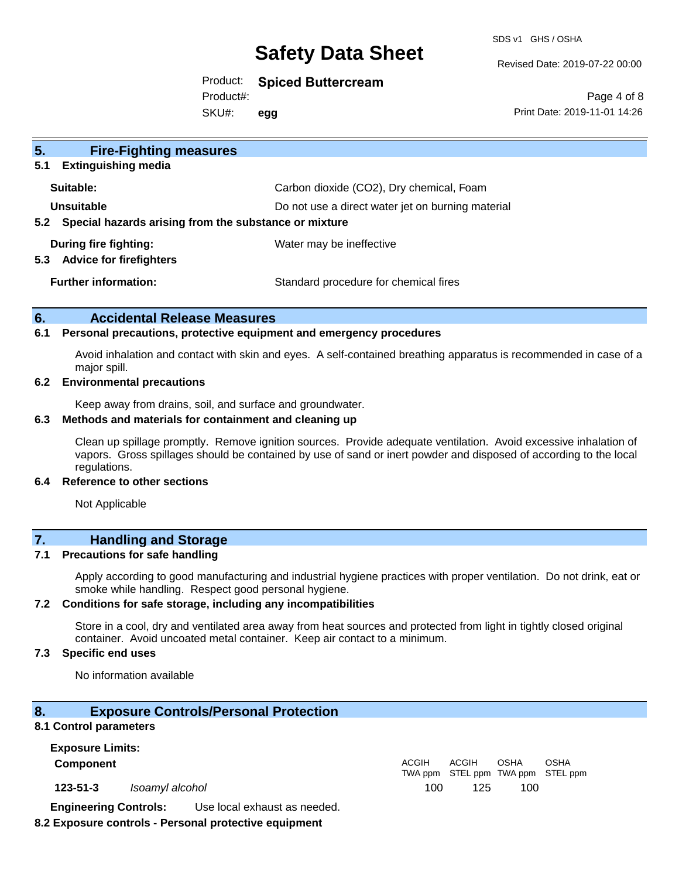## 5. Fire-Fighting measures

### 5.1 Extinguishing media

| | |
|---|---|
| **Suitable:** | Carbon dioxide ($CO_2$), Dry chemical, Foam |
| **Unsuitable** | Do not use a direct water jet on burning material |

### 5.2 Special hazards arising from the substance or mixture

| | |
|---|---|
| **During fire fighting:** | Water may be ineffective |

### 5.3 Advice for firefighters

| | |
|---|---|
| **Further information:** | Standard procedure for chemical fires |

## 6. Accidental Release Measures

### 6.1 Personal precautions, protective equipment and emergency procedures

Avoid inhalation and contact with skin and eyes. A self-contained breathing apparatus is recommended in case of a major spill.

### 6.2 Environmental precautions

Keep away from drains, soil, and surface and groundwater.

### 6.3 Methods and materials for containment and cleaning up

Clean up spillage promptly. Remove ignition sources. Provide adequate ventilation. Avoid excessive inhalation of vapors. Gross spillages should be contained by use of sand or inert powder and disposed of according to the local regulations.

### 6.4 Reference to other sections

Not Applicable

## 7. Handling and Storage

### 7.1 Precautions for safe handling

Apply according to good manufacturing and industrial hygiene practices with proper ventilation. Do not drink, eat or smoke while handling. Respect good personal hygiene.

### 7.2 Conditions for safe storage, including any incompatibilities

Store in a cool, dry and ventilated area away from heat sources and protected from light in tightly closed original container. Avoid uncoated metal container. Keep air contact to a minimum.

### 7.3 Specific end uses

No information available

## 8. Exposure Controls/Personal Protection

### 8.1 Control parameters

**Exposure Limits:**

| **Component** | | ACGIH TWA ppm | ACGIH STEL ppm | OSHA TWA ppm | OSHA STEL ppm |
|---|---|---|---|---|---|
| **123-51-3** | *Isoamyl alcohol* | 100 | 125 | 100 | |

**Engineering Controls:** Use local exhaust as needed.

### 8.2 Exposure controls - Personal protective equipment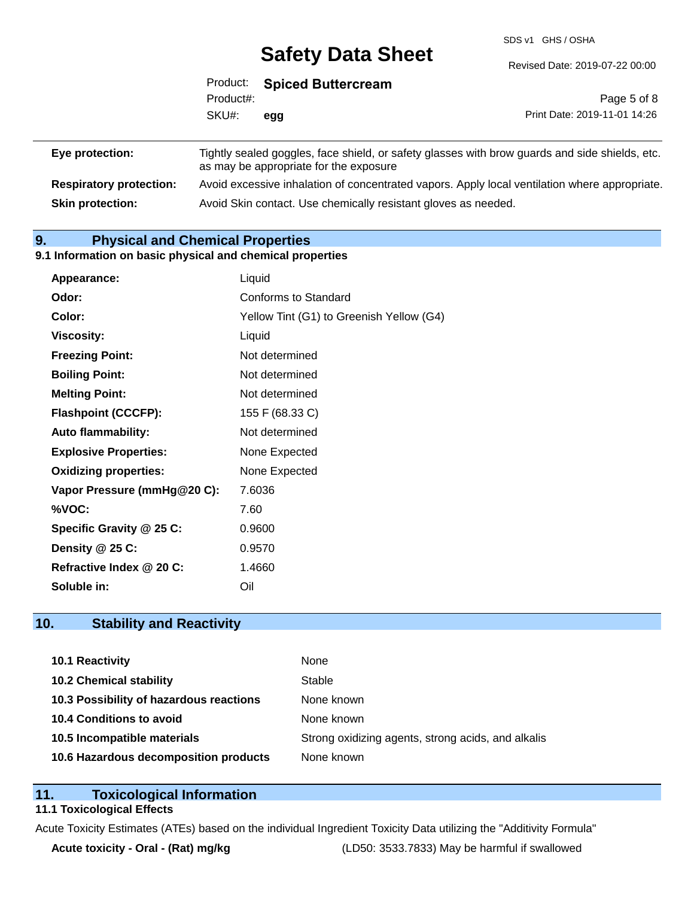| | |
|---|---|
| **Eye protection:** | Tightly sealed goggles, face shield, or safety glasses with brow guards and side shields, etc. as may be appropriate for the exposure |
| **Respiratory protection:** | Avoid excessive inhalation of concentrated vapors. Apply local ventilation where appropriate. |
| **Skin protection:** | Avoid Skin contact. Use chemically resistant gloves as needed. |

## 9. Physical and Chemical Properties

### 9.1 Information on basic physical and chemical properties

| | |
|---|---|
| **Appearance:** | Liquid |
| **Odor:** | Conforms to Standard |
| **Color:** | Yellow Tint (G1) to Greenish Yellow (G4) |
| **Viscosity:** | Liquid |
| **Freezing Point:** | Not determined |
| **Boiling Point:** | Not determined |
| **Melting Point:** | Not determined |
| **Flashpoint (CCCFP):** | 155 F (68.33 C) |
| **Auto flammability:** | Not determined |
| **Explosive Properties:** | None Expected |
| **Oxidizing properties:** | None Expected |
| **Vapor Pressure (mmHg@20 C):** | 7.6036 |
| **%VOC:** | 7.60 |
| **Specific Gravity @ 25 C:** | 0.9600 |
| **Density @ 25 C:** | 0.9570 |
| **Refractive Index @ 20 C:** | 1.4660 |
| **Soluble in:** | Oil |

## 10. Stability and Reactivity

| | |
|---|---|
| **10.1 Reactivity** | None |
| **10.2 Chemical stability** | Stable |
| **10.3 Possibility of hazardous reactions** | None known |
| **10.4 Conditions to avoid** | None known |
| **10.5 Incompatible materials** | Strong oxidizing agents, strong acids, and alkalis |
| **10.6 Hazardous decomposition products** | None known |

## 11. Toxicological Information

### 11.1 Toxicological Effects

Acute Toxicity Estimates (ATEs) based on the individual Ingredient Toxicity Data utilizing the "Additivity Formula"

| | |
|---|---|
| **Acute toxicity - Oral - (Rat) mg/kg** | (LD50: 3533.7833) May be harmful if swallowed |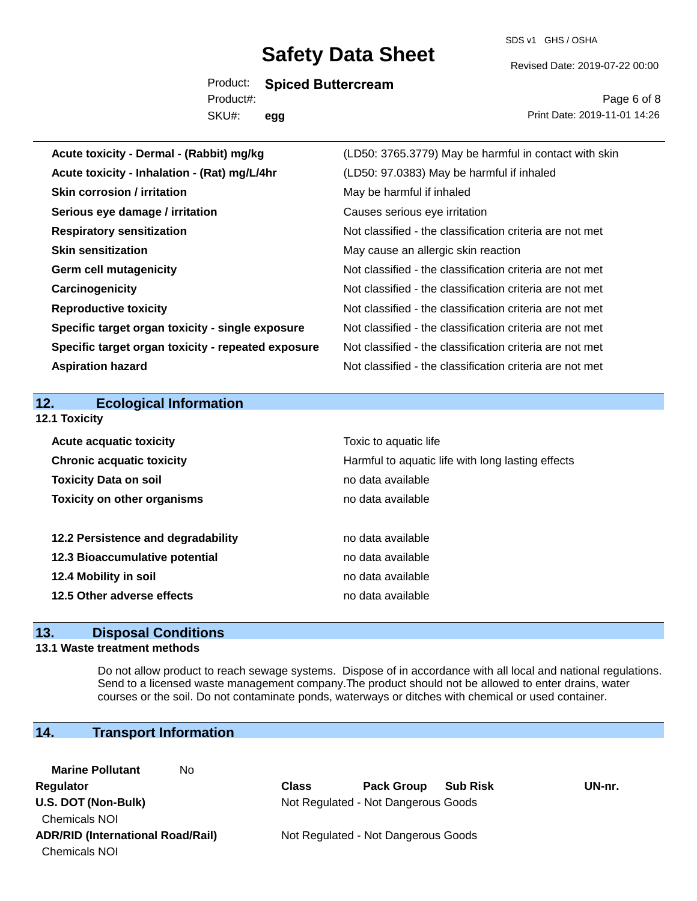| | |
|---|---|
| **Acute toxicity - Dermal - (Rabbit) mg/kg** | (LD50: 3765.3779) May be harmful in contact with skin |
| **Acute toxicity - Inhalation - (Rat) mg/L/4hr** | (LD50: 97.0383) May be harmful if inhaled |
| **Skin corrosion / irritation** | May be harmful if inhaled |
| **Serious eye damage / irritation** | Causes serious eye irritation |
| **Respiratory sensitization** | Not classified - the classification criteria are not met |
| **Skin sensitization** | May cause an allergic skin reaction |
| **Germ cell mutagenicity** | Not classified - the classification criteria are not met |
| **Carcinogenicity** | Not classified - the classification criteria are not met |
| **Reproductive toxicity** | Not classified - the classification criteria are not met |
| **Specific target organ toxicity - single exposure** | Not classified - the classification criteria are not met |
| **Specific target organ toxicity - repeated exposure** | Not classified - the classification criteria are not met |
| **Aspiration hazard** | Not classified - the classification criteria are not met |

## 12. Ecological Information

### 12.1 Toxicity

| | |
|---|---|
| **Acute acquatic toxicity** | Toxic to aquatic life |
| **Chronic acquatic toxicity** | Harmful to aquatic life with long lasting effects |
| **Toxicity Data on soil** | no data available |
| **Toxicity on other organisms** | no data available |

| | |
|---|---|
| **12.2 Persistence and degradability** | no data available |
| **12.3 Bioaccumulative potential** | no data available |
| **12.4 Mobility in soil** | no data available |
| **12.5 Other adverse effects** | no data available |

## 13. Disposal Conditions

### 13.1 Waste treatment methods

Do not allow product to reach sewage systems. Dispose of in accordance with all local and national regulations. Send to a licensed waste management company.The product should not be allowed to enter drains, water courses or the soil. Do not contaminate ponds, waterways or ditches with chemical or used container.

## 14. Transport Information

**Marine Pollutant** No

| Regulator | Class | Pack Group | Sub Risk | UN-nr. |
|---|---|---|---|---|
| **U.S. DOT (Non-Bulk)** | Not Regulated - Not Dangerous Goods | | | |
| Chemicals NOI | | | | |
| **ADR/RID (International Road/Rail)** | Not Regulated - Not Dangerous Goods | | | |
| Chemicals NOI | | | | |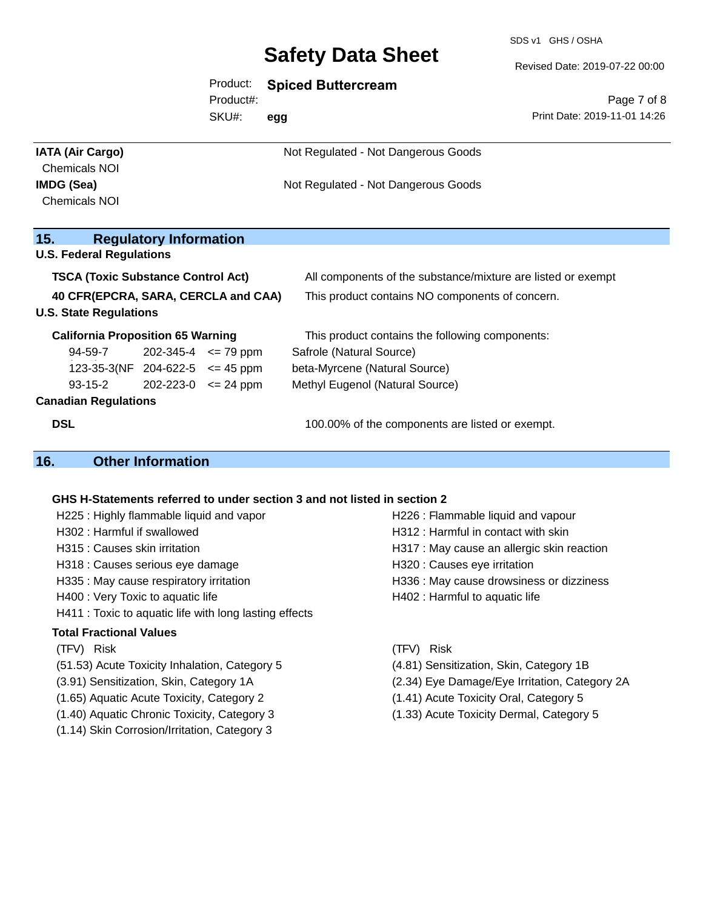| | |
|---|---|
| **IATA (Air Cargo)** | Not Regulated - Not Dangerous Goods |
| Chemicals NOI | |
| **IMDG (Sea)** | Not Regulated - Not Dangerous Goods |
| Chemicals NOI | |

## 15. Regulatory Information

### U.S. Federal Regulations

| | |
|---|---|
| **TSCA (Toxic Substance Control Act)** | All components of the substance/mixture are listed or exempt |
| **40 CFR(EPCRA, SARA, CERCLA and CAA)** | This product contains NO components of concern. |

### U.S. State Regulations

**California Proposition 65 Warning** — This product contains the following components:

| | | | |
|---|---|---|---|
| 94-59-7 | 202-345-4 | <= 79 ppm | Safrole (Natural Source) |
| 123-35-3(NF | 204-622-5 | <= 45 ppm | beta-Myrcene (Natural Source) |
| 93-15-2 | 202-223-0 | <= 24 ppm | Methyl Eugenol (Natural Source) |

### Canadian Regulations

| | |
|---|---|
| **DSL** | 100.00% of the components are listed or exempt. |

## 16. Other Information

**GHS H-Statements referred to under section 3 and not listed in section 2**

H225 : Highly flammable liquid and vapor
H226 : Flammable liquid and vapour
H302 : Harmful if swallowed
H312 : Harmful in contact with skin
H315 : Causes skin irritation
H317 : May cause an allergic skin reaction
H318 : Causes serious eye damage
H320 : Causes eye irritation
H335 : May cause respiratory irritation
H336 : May cause drowsiness or dizziness
H400 : Very Toxic to aquatic life
H402 : Harmful to aquatic life
H411 : Toxic to aquatic life with long lasting effects

**Total Fractional Values**

| (TFV) Risk | (TFV) Risk |
|---|---|
| (51.53) Acute Toxicity Inhalation, Category 5 | (4.81) Sensitization, Skin, Category 1B |
| (3.91) Sensitization, Skin, Category 1A | (2.34) Eye Damage/Eye Irritation, Category 2A |
| (1.65) Aquatic Acute Toxicity, Category 2 | (1.41) Acute Toxicity Oral, Category 5 |
| (1.40) Aquatic Chronic Toxicity, Category 3 | (1.33) Acute Toxicity Dermal, Category 5 |
| (1.14) Skin Corrosion/Irritation, Category 3 | |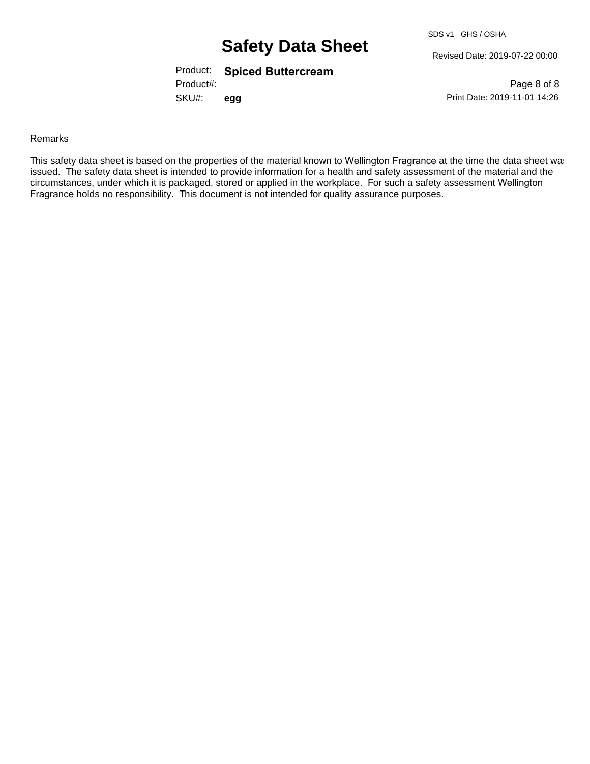## Remarks

This safety data sheet is based on the properties of the material known to Wellington Fragrance at the time the data sheet was issued. The safety data sheet is intended to provide information for a health and safety assessment of the material and the circumstances, under which it is packaged, stored or applied in the workplace. For such a safety assessment Wellington Fragrance holds no responsibility. This document is not intended for quality assurance purposes.